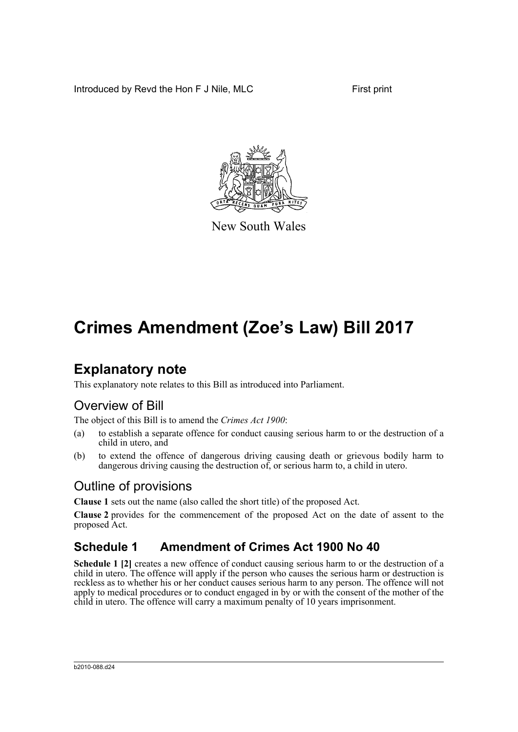Introduced by Revd the Hon F J Nile, MLC

First print

New South Wales

# Crimes Amendment (Zoe's Law) Bill 2017

## Explanatory note

This explanatory note relates to this Bill as introduced into Parliament.

### Overview of Bill

The object of this Bill is to amend the *Crimes Act 1900*:

(a) to establish a separate offence for conduct causing serious harm to or the destruction of a child in utero, and

(b) to extend the offence of dangerous driving causing death or grievous bodily harm to dangerous driving causing the destruction of, or serious harm to, a child in utero.

### Outline of provisions

**Clause 1** sets out the name (also called the short title) of the proposed Act.

**Clause 2** provides for the commencement of the proposed Act on the date of assent to the proposed Act.

## Schedule 1 Amendment of Crimes Act 1900 No 40

**Schedule 1 [2]** creates a new offence of conduct causing serious harm to or the destruction of a child in utero. The offence will apply if the person who causes the serious harm or destruction is reckless as to whether his or her conduct causes serious harm to any person. The offence will not apply to medical procedures or to conduct engaged in by or with the consent of the mother of the child in utero. The offence will carry a maximum penalty of 10 years imprisonment.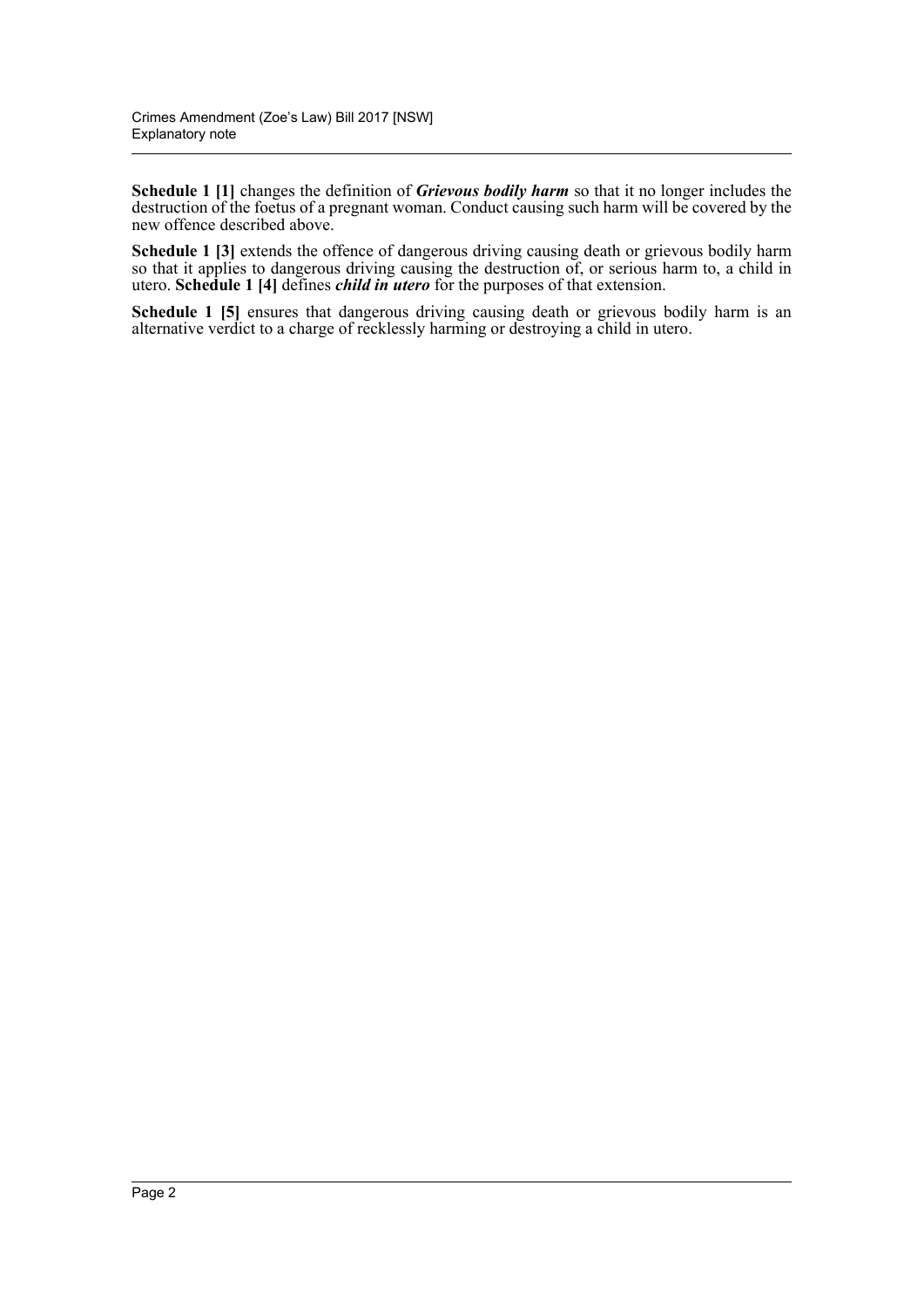**Schedule 1 [1]** changes the definition of ***Grievous bodily harm*** so that it no longer includes the destruction of the foetus of a pregnant woman. Conduct causing such harm will be covered by the new offence described above.

**Schedule 1 [3]** extends the offence of dangerous driving causing death or grievous bodily harm so that it applies to dangerous driving causing the destruction of, or serious harm to, a child in utero. **Schedule 1 [4]** defines ***child in utero*** for the purposes of that extension.

**Schedule 1 [5]** ensures that dangerous driving causing death or grievous bodily harm is an alternative verdict to a charge of recklessly harming or destroying a child in utero.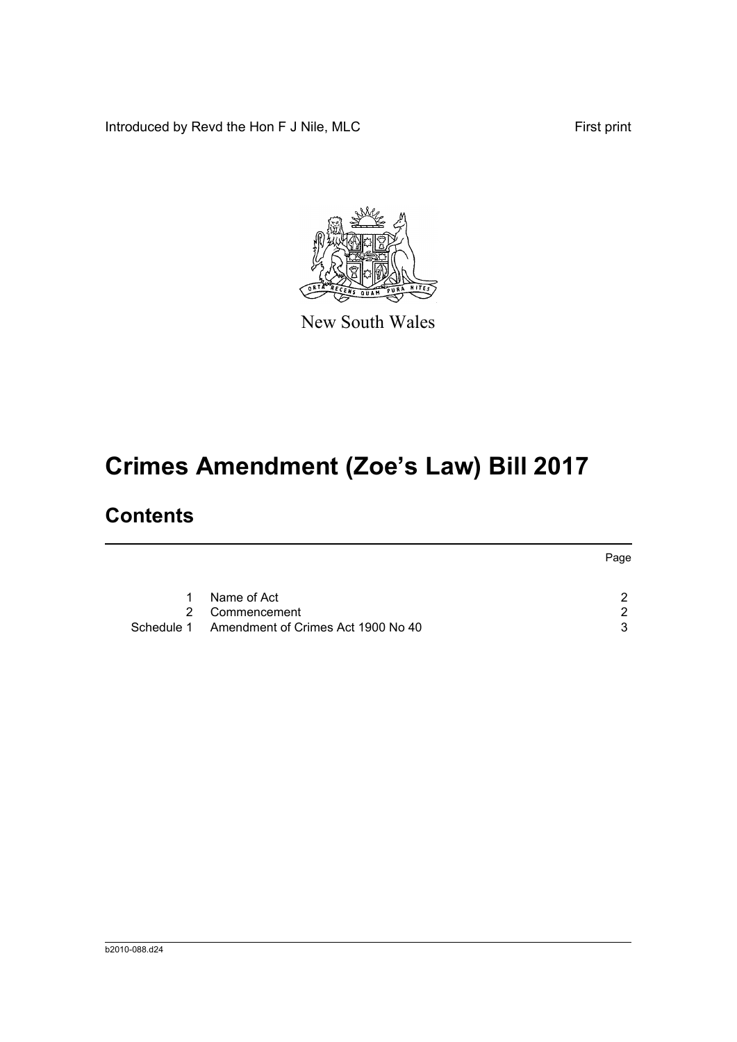Introduced by Revd the Hon F J Nile, MLC First print

New South Wales

# Crimes Amendment (Zoe's Law) Bill 2017

## Contents

| | | Page |
|---|---|---|
| 1 | Name of Act | 2 |
| 2 | Commencement | 2 |
| Schedule 1 | Amendment of Crimes Act 1900 No 40 | 3 |

b2010-088.d24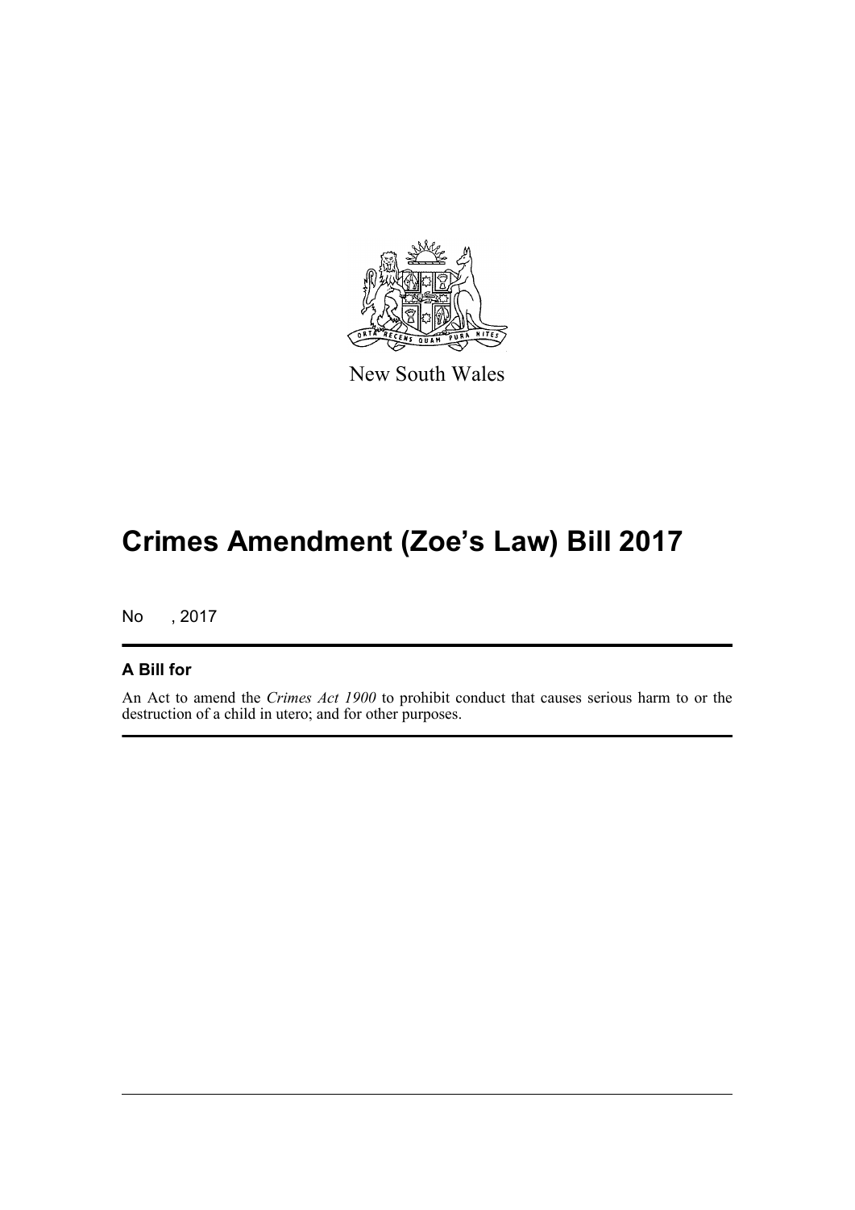New South Wales

# Crimes Amendment (Zoe's Law) Bill 2017

No , 2017

## A Bill for

An Act to amend the *Crimes Act 1900* to prohibit conduct that causes serious harm to or the destruction of a child in utero; and for other purposes.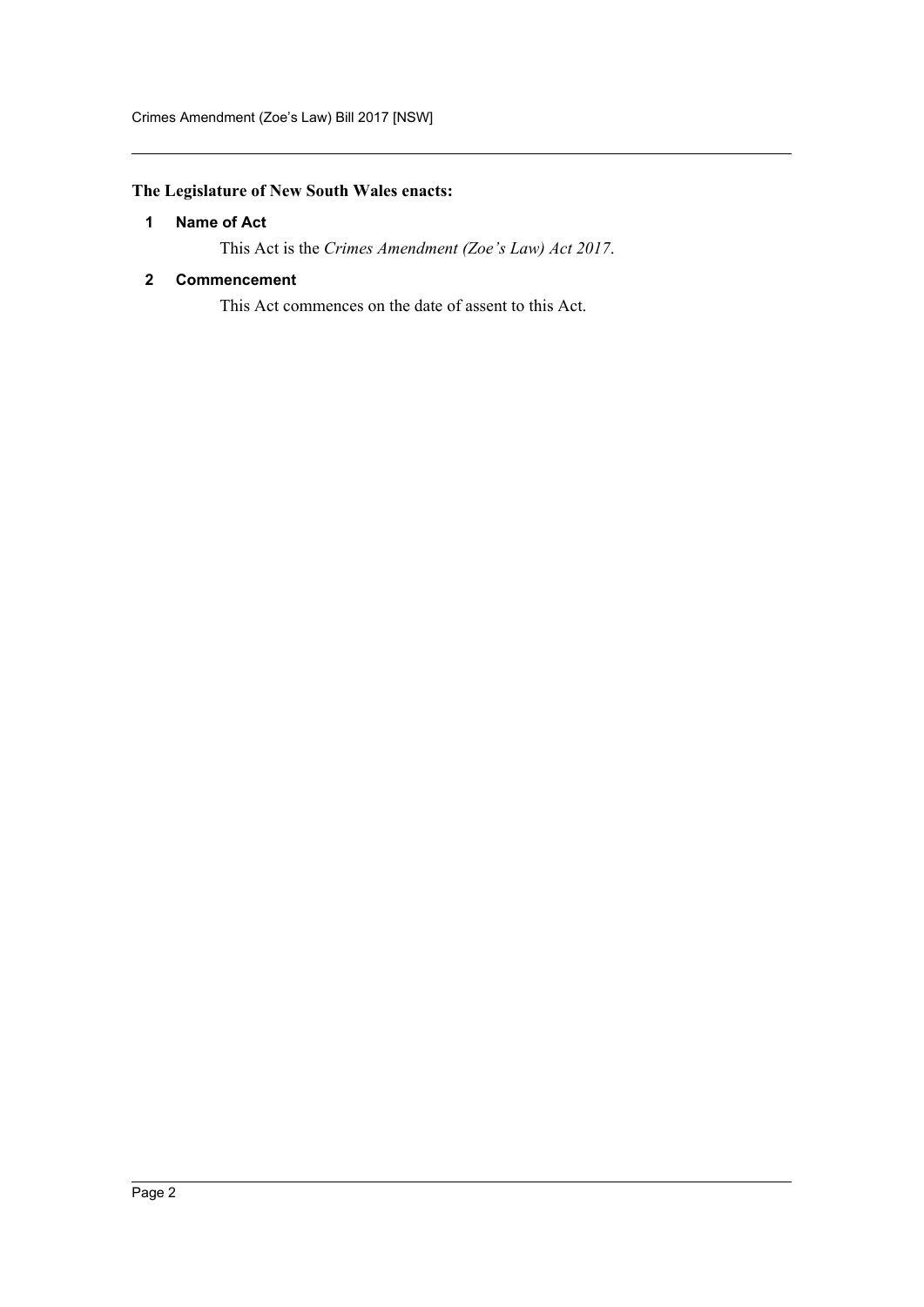**The Legislature of New South Wales enacts:**

### 1 Name of Act

This Act is the *Crimes Amendment (Zoe's Law) Act 2017*.

### 2 Commencement

This Act commences on the date of assent to this Act.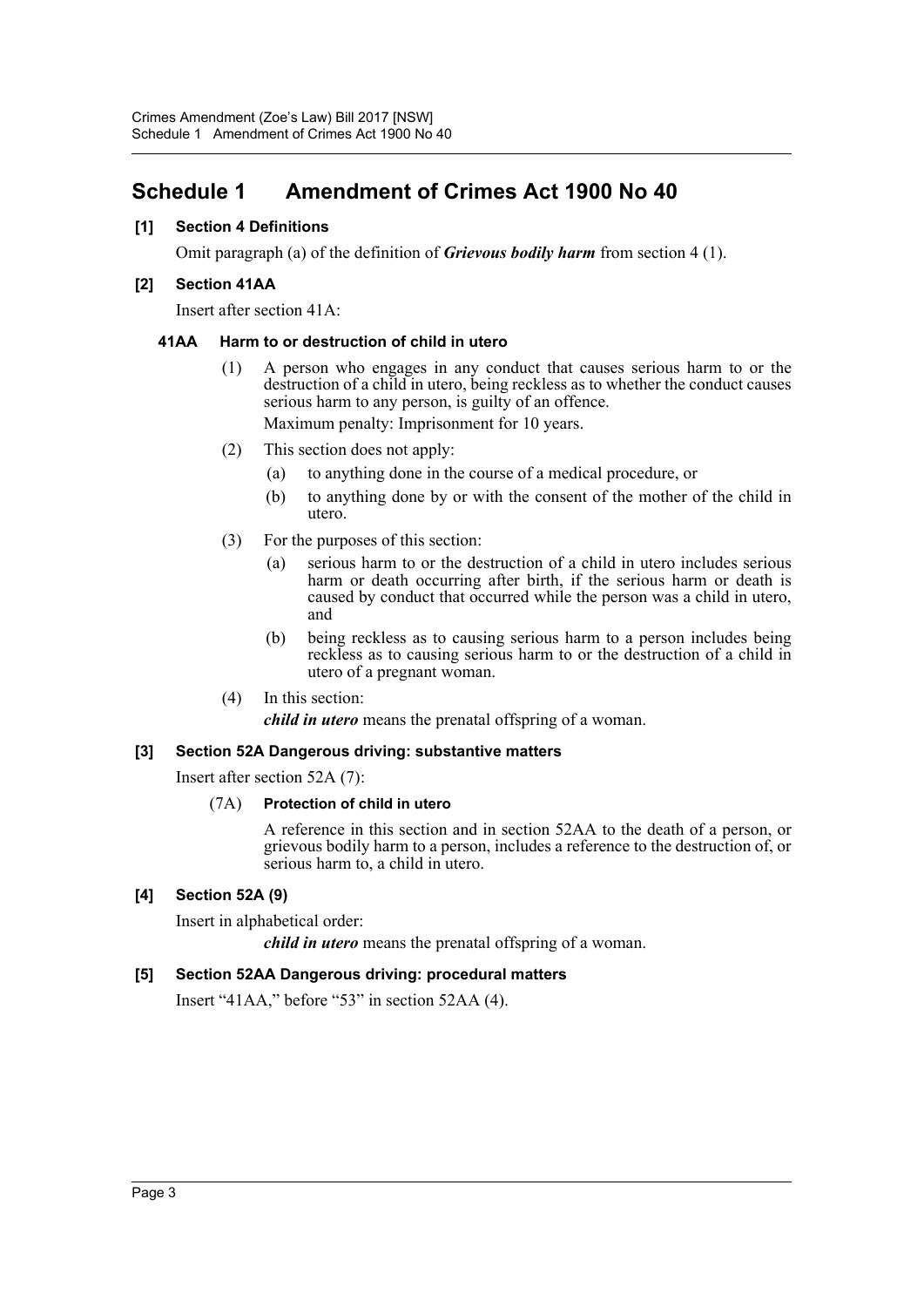# Schedule 1 Amendment of Crimes Act 1900 No 40

### [1] Section 4 Definitions

Omit paragraph (a) of the definition of ***Grievous bodily harm*** from section 4 (1).

### [2] Section 41AA

Insert after section 41A:

#### 41AA Harm to or destruction of child in utero

(1) A person who engages in any conduct that causes serious harm to or the destruction of a child in utero, being reckless as to whether the conduct causes serious harm to any person, is guilty of an offence.

Maximum penalty: Imprisonment for 10 years.

(2) This section does not apply:

- (a) to anything done in the course of a medical procedure, or
- (b) to anything done by or with the consent of the mother of the child in utero.

(3) For the purposes of this section:

- (a) serious harm to or the destruction of a child in utero includes serious harm or death occurring after birth, if the serious harm or death is caused by conduct that occurred while the person was a child in utero, and
- (b) being reckless as to causing serious harm to a person includes being reckless as to causing serious harm to or the destruction of a child in utero of a pregnant woman.

(4) In this section:

***child in utero*** means the prenatal offspring of a woman.

### [3] Section 52A Dangerous driving: substantive matters

Insert after section 52A (7):

(7A) **Protection of child in utero**

A reference in this section and in section 52AA to the death of a person, or grievous bodily harm to a person, includes a reference to the destruction of, or serious harm to, a child in utero.

### [4] Section 52A (9)

Insert in alphabetical order:

***child in utero*** means the prenatal offspring of a woman.

### [5] Section 52AA Dangerous driving: procedural matters

Insert "41AA," before "53" in section 52AA (4).